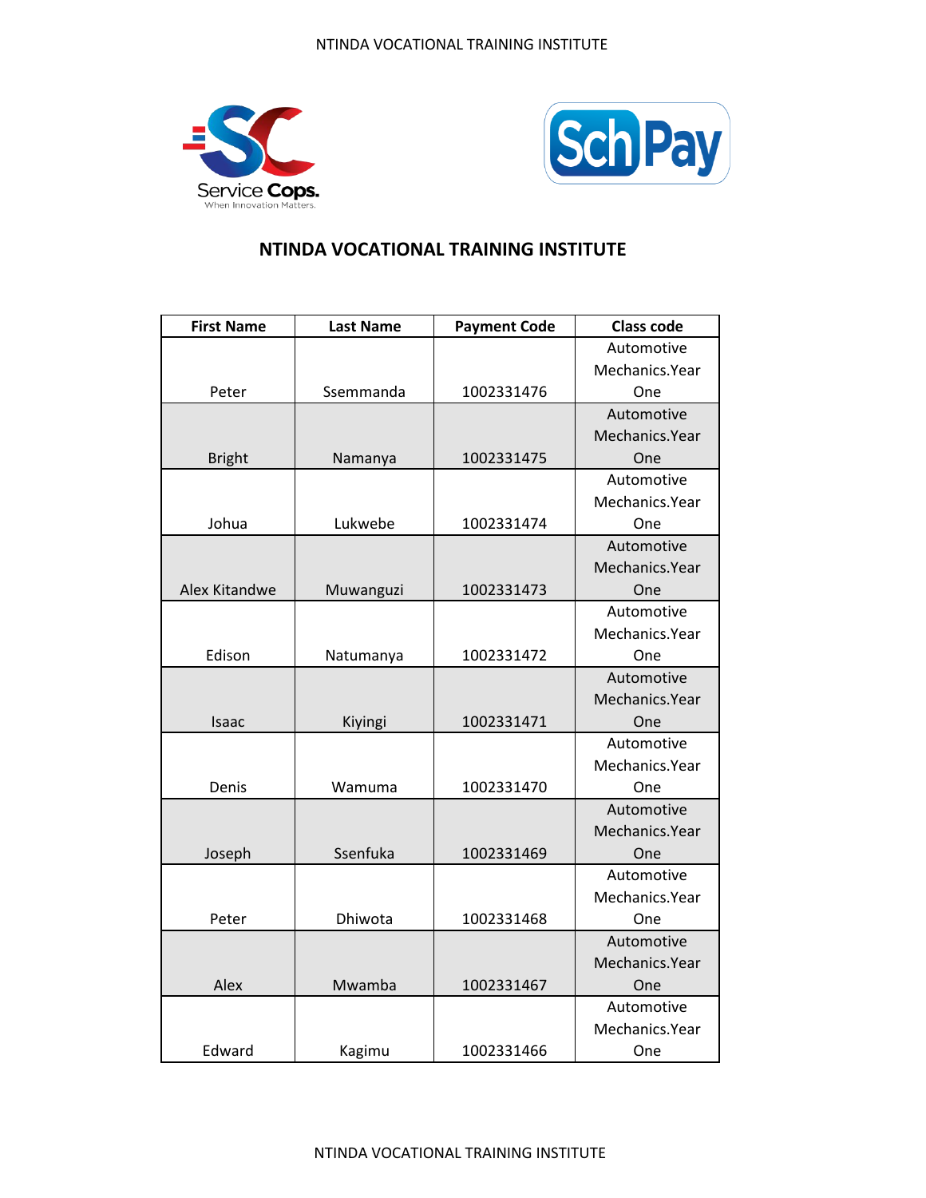# NTINDA VOCATIONAL TRAINING INSTITUTE

| First Name | Last Name | Payment Code | Class code |
|---|---|---|---|
| Peter | Ssemmanda | 1002331476 | Automotive Mechanics.Year One |
| Bright | Namanya | 1002331475 | Automotive Mechanics.Year One |
| Johua | Lukwebe | 1002331474 | Automotive Mechanics.Year One |
| Alex Kitandwe | Muwanguzi | 1002331473 | Automotive Mechanics.Year One |
| Edison | Natumanya | 1002331472 | Automotive Mechanics.Year One |
| Isaac | Kiyingi | 1002331471 | Automotive Mechanics.Year One |
| Denis | Wamuma | 1002331470 | Automotive Mechanics.Year One |
| Joseph | Ssenfuka | 1002331469 | Automotive Mechanics.Year One |
| Peter | Dhiwota | 1002331468 | Automotive Mechanics.Year One |
| Alex | Mwamba | 1002331467 | Automotive Mechanics.Year One |
| Edward | Kagimu | 1002331466 | Automotive Mechanics.Year One |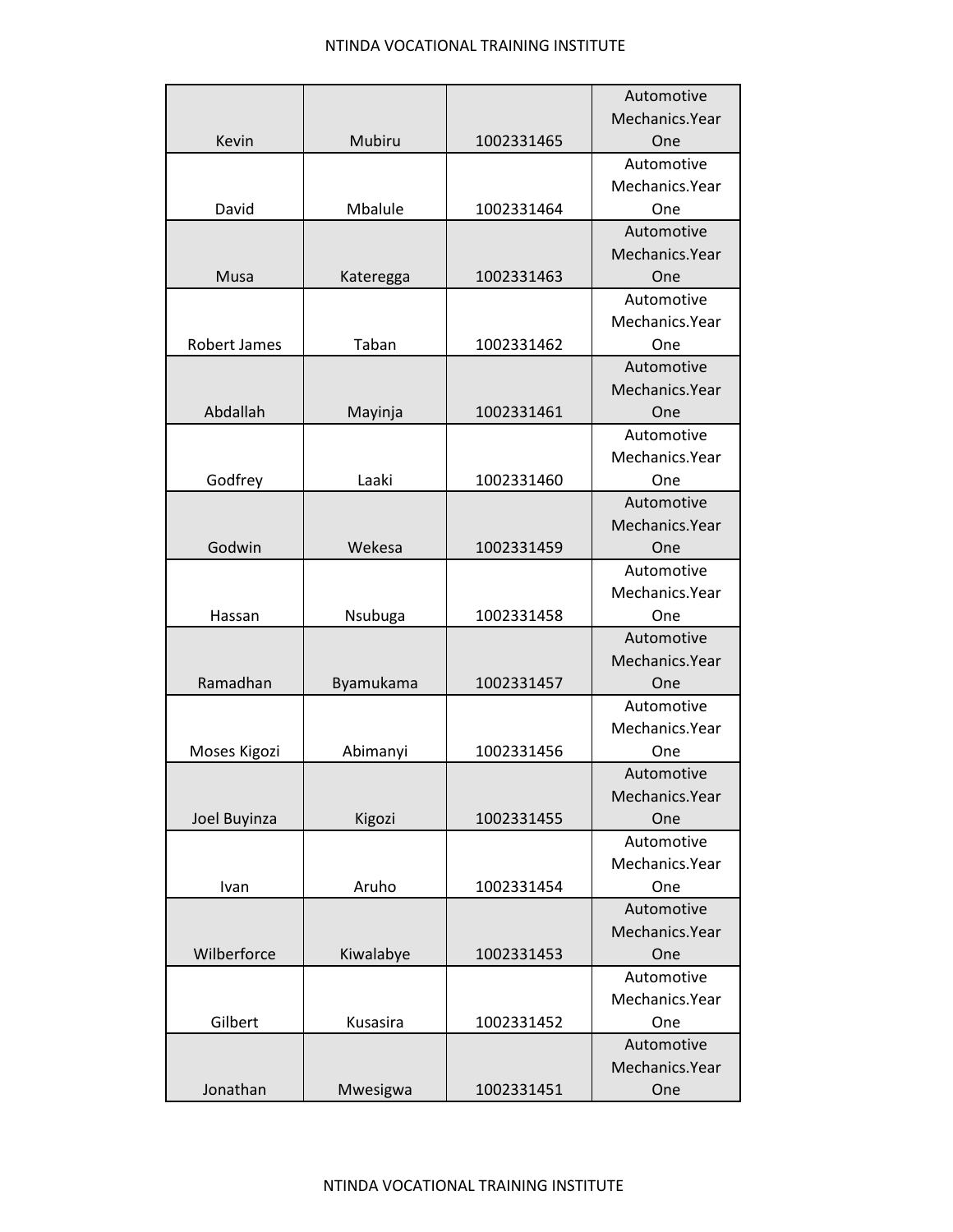| | | | |
|---|---|---|---|
| Kevin | Mubiru | 1002331465 | Automotive Mechanics.Year One |
| David | Mbalule | 1002331464 | Automotive Mechanics.Year One |
| Musa | Kateregga | 1002331463 | Automotive Mechanics.Year One |
| Robert James | Taban | 1002331462 | Automotive Mechanics.Year One |
| Abdallah | Mayinja | 1002331461 | Automotive Mechanics.Year One |
| Godfrey | Laaki | 1002331460 | Automotive Mechanics.Year One |
| Godwin | Wekesa | 1002331459 | Automotive Mechanics.Year One |
| Hassan | Nsubuga | 1002331458 | Automotive Mechanics.Year One |
| Ramadhan | Byamukama | 1002331457 | Automotive Mechanics.Year One |
| Moses Kigozi | Abimanyi | 1002331456 | Automotive Mechanics.Year One |
| Joel Buyinza | Kigozi | 1002331455 | Automotive Mechanics.Year One |
| Ivan | Aruho | 1002331454 | Automotive Mechanics.Year One |
| Wilberforce | Kiwalabye | 1002331453 | Automotive Mechanics.Year One |
| Gilbert | Kusasira | 1002331452 | Automotive Mechanics.Year One |
| Jonathan | Mwesigwa | 1002331451 | Automotive Mechanics.Year One |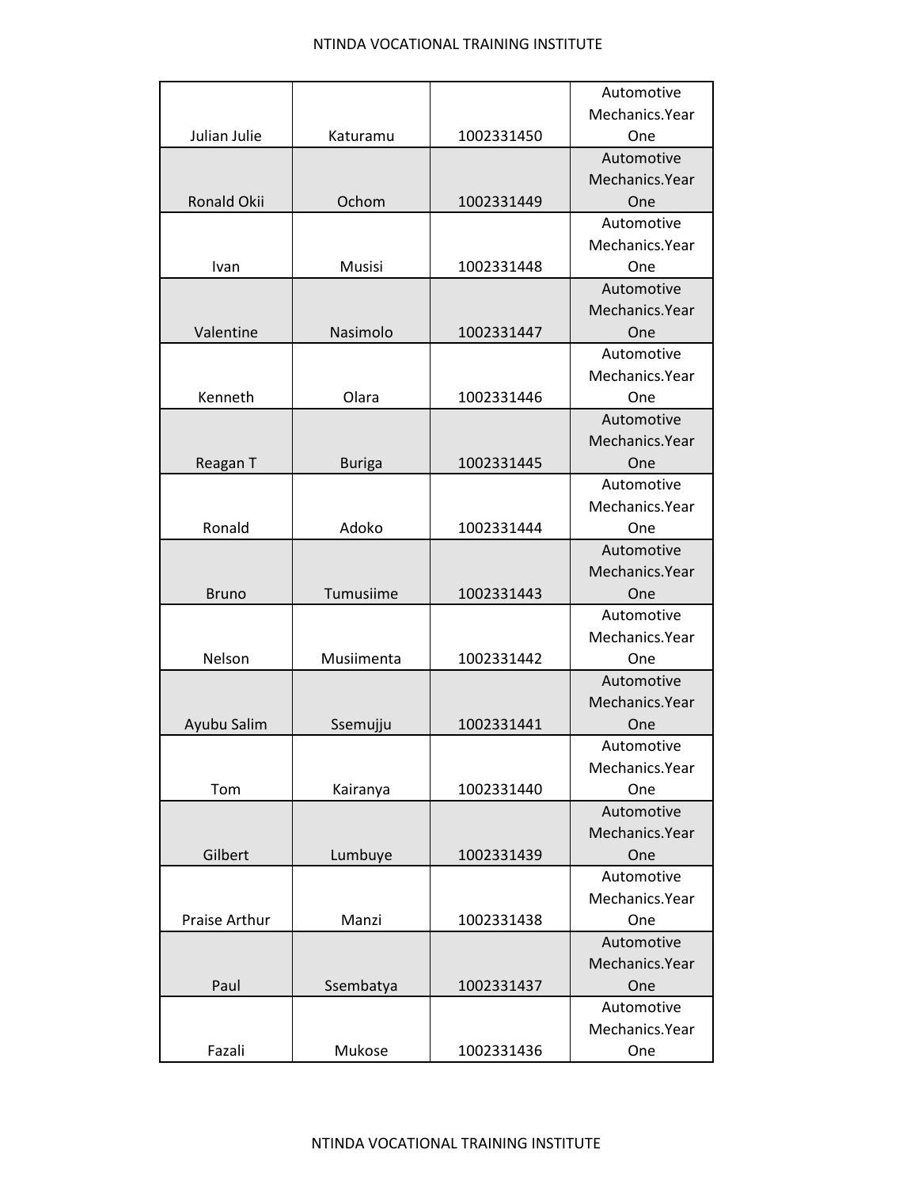| | | | |
|---|---|---|---|
| Julian Julie | Katuramu | 1002331450 | Automotive Mechanics.Year One |
| Ronald Okii | Ochom | 1002331449 | Automotive Mechanics.Year One |
| Ivan | Musisi | 1002331448 | Automotive Mechanics.Year One |
| Valentine | Nasimolo | 1002331447 | Automotive Mechanics.Year One |
| Kenneth | Olara | 1002331446 | Automotive Mechanics.Year One |
| Reagan T | Buriga | 1002331445 | Automotive Mechanics.Year One |
| Ronald | Adoko | 1002331444 | Automotive Mechanics.Year One |
| Bruno | Tumusiime | 1002331443 | Automotive Mechanics.Year One |
| Nelson | Musiimenta | 1002331442 | Automotive Mechanics.Year One |
| Ayubu Salim | Ssemujju | 1002331441 | Automotive Mechanics.Year One |
| Tom | Kairanya | 1002331440 | Automotive Mechanics.Year One |
| Gilbert | Lumbuye | 1002331439 | Automotive Mechanics.Year One |
| Praise Arthur | Manzi | 1002331438 | Automotive Mechanics.Year One |
| Paul | Ssembatya | 1002331437 | Automotive Mechanics.Year One |
| Fazali | Mukose | 1002331436 | Automotive Mechanics.Year One |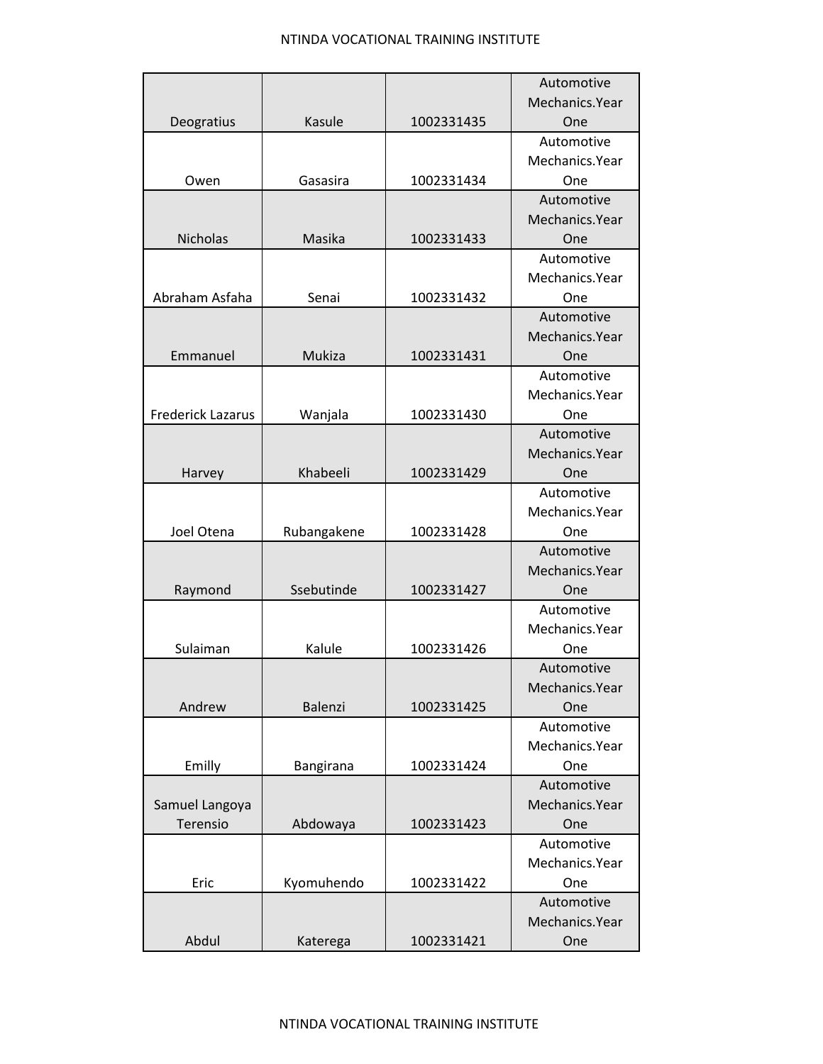| | | | |
|---|---|---|---|
| Deogratius | Kasule | 1002331435 | Automotive Mechanics.Year One |
| Owen | Gasasira | 1002331434 | Automotive Mechanics.Year One |
| Nicholas | Masika | 1002331433 | Automotive Mechanics.Year One |
| Abraham Asfaha | Senai | 1002331432 | Automotive Mechanics.Year One |
| Emmanuel | Mukiza | 1002331431 | Automotive Mechanics.Year One |
| Frederick Lazarus | Wanjala | 1002331430 | Automotive Mechanics.Year One |
| Harvey | Khabeeli | 1002331429 | Automotive Mechanics.Year One |
| Joel Otena | Rubangakene | 1002331428 | Automotive Mechanics.Year One |
| Raymond | Ssebutinde | 1002331427 | Automotive Mechanics.Year One |
| Sulaiman | Kalule | 1002331426 | Automotive Mechanics.Year One |
| Andrew | Balenzi | 1002331425 | Automotive Mechanics.Year One |
| Emilly | Bangirana | 1002331424 | Automotive Mechanics.Year One |
| Samuel Langoya Terensio | Abdowaya | 1002331423 | Automotive Mechanics.Year One |
| Eric | Kyomuhendo | 1002331422 | Automotive Mechanics.Year One |
| Abdul | Katerega | 1002331421 | Automotive Mechanics.Year One |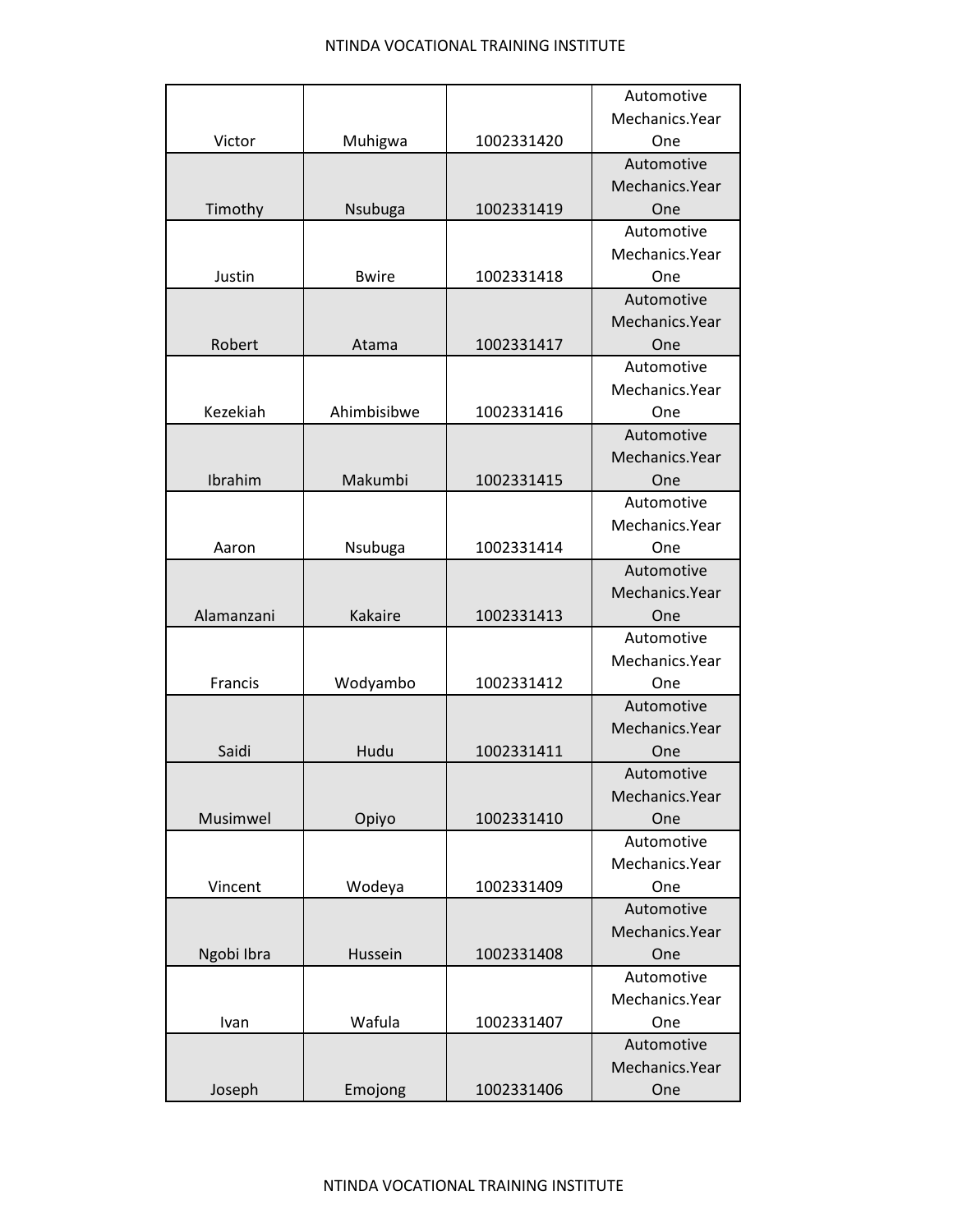| | | | |
|---|---|---|---|
| Victor | Muhigwa | 1002331420 | Automotive Mechanics.Year One |
| Timothy | Nsubuga | 1002331419 | Automotive Mechanics.Year One |
| Justin | Bwire | 1002331418 | Automotive Mechanics.Year One |
| Robert | Atama | 1002331417 | Automotive Mechanics.Year One |
| Kezekiah | Ahimbisibwe | 1002331416 | Automotive Mechanics.Year One |
| Ibrahim | Makumbi | 1002331415 | Automotive Mechanics.Year One |
| Aaron | Nsubuga | 1002331414 | Automotive Mechanics.Year One |
| Alamanzani | Kakaire | 1002331413 | Automotive Mechanics.Year One |
| Francis | Wodyambo | 1002331412 | Automotive Mechanics.Year One |
| Saidi | Hudu | 1002331411 | Automotive Mechanics.Year One |
| Musimwel | Opiyo | 1002331410 | Automotive Mechanics.Year One |
| Vincent | Wodeya | 1002331409 | Automotive Mechanics.Year One |
| Ngobi Ibra | Hussein | 1002331408 | Automotive Mechanics.Year One |
| Ivan | Wafula | 1002331407 | Automotive Mechanics.Year One |
| Joseph | Emojong | 1002331406 | Automotive Mechanics.Year One |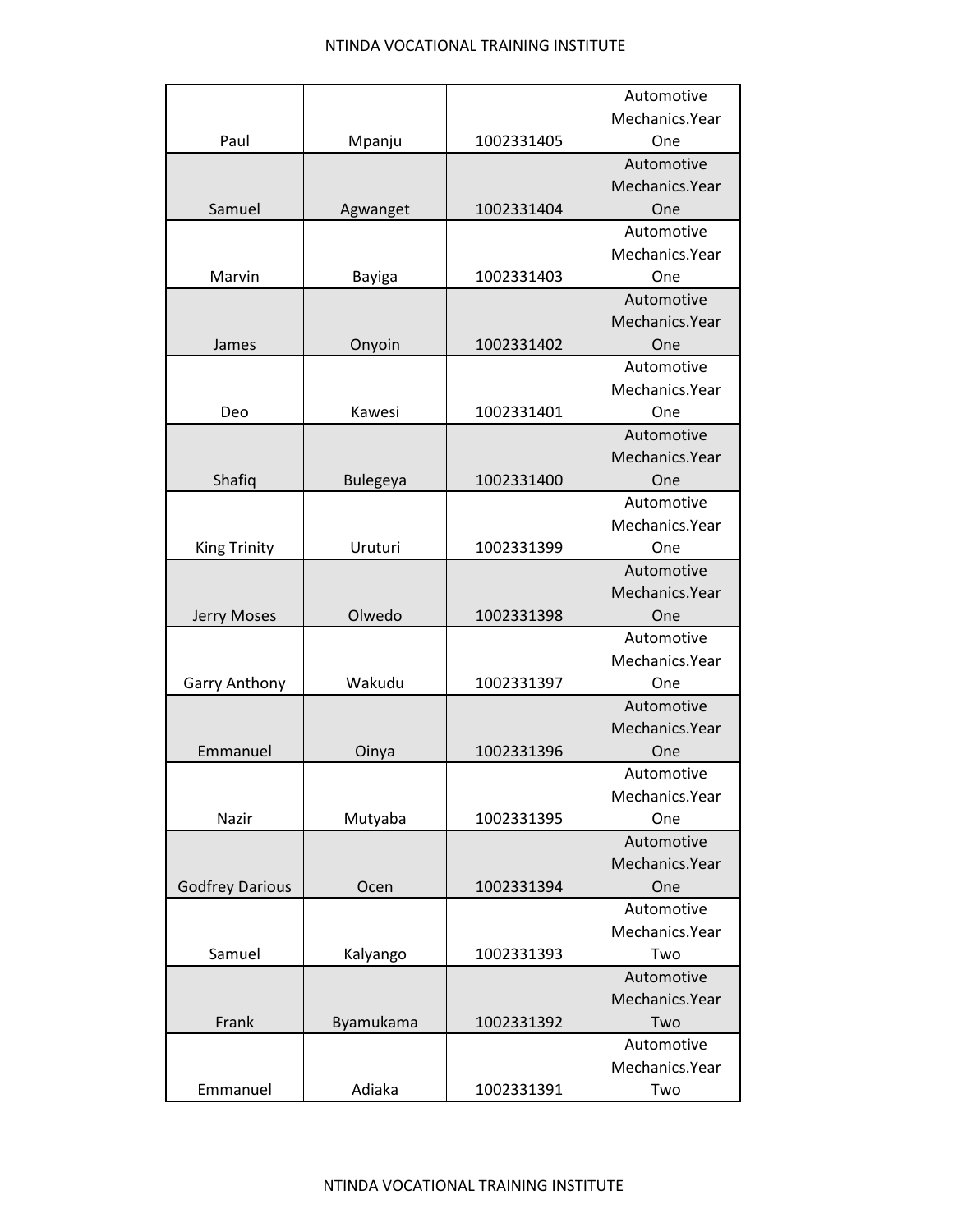| | | | |
|---|---|---|---|
| Paul | Mpanju | 1002331405 | Automotive Mechanics.Year One |
| Samuel | Agwanget | 1002331404 | Automotive Mechanics.Year One |
| Marvin | Bayiga | 1002331403 | Automotive Mechanics.Year One |
| James | Onyoin | 1002331402 | Automotive Mechanics.Year One |
| Deo | Kawesi | 1002331401 | Automotive Mechanics.Year One |
| Shafiq | Bulegeya | 1002331400 | Automotive Mechanics.Year One |
| King Trinity | Uruturi | 1002331399 | Automotive Mechanics.Year One |
| Jerry Moses | Olwedo | 1002331398 | Automotive Mechanics.Year One |
| Garry Anthony | Wakudu | 1002331397 | Automotive Mechanics.Year One |
| Emmanuel | Oinya | 1002331396 | Automotive Mechanics.Year One |
| Nazir | Mutyaba | 1002331395 | Automotive Mechanics.Year One |
| Godfrey Darious | Ocen | 1002331394 | Automotive Mechanics.Year One |
| Samuel | Kalyango | 1002331393 | Automotive Mechanics.Year Two |
| Frank | Byamukama | 1002331392 | Automotive Mechanics.Year Two |
| Emmanuel | Adiaka | 1002331391 | Automotive Mechanics.Year Two |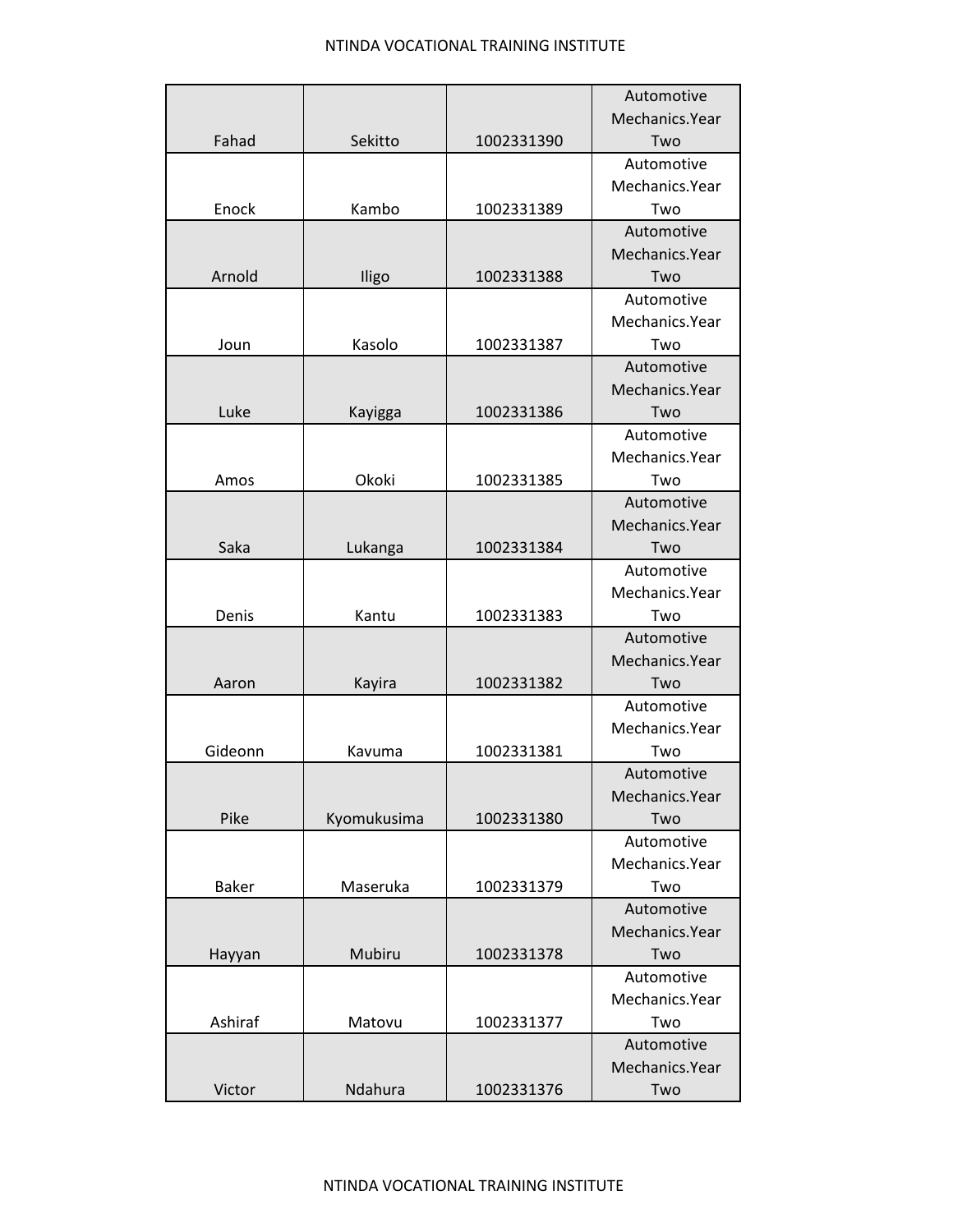| | | | |
|---|---|---|---|
| Fahad | Sekitto | 1002331390 | Automotive Mechanics.Year Two |
| Enock | Kambo | 1002331389 | Automotive Mechanics.Year Two |
| Arnold | Iligo | 1002331388 | Automotive Mechanics.Year Two |
| Joun | Kasolo | 1002331387 | Automotive Mechanics.Year Two |
| Luke | Kayigga | 1002331386 | Automotive Mechanics.Year Two |
| Amos | Okoki | 1002331385 | Automotive Mechanics.Year Two |
| Saka | Lukanga | 1002331384 | Automotive Mechanics.Year Two |
| Denis | Kantu | 1002331383 | Automotive Mechanics.Year Two |
| Aaron | Kayira | 1002331382 | Automotive Mechanics.Year Two |
| Gideonn | Kavuma | 1002331381 | Automotive Mechanics.Year Two |
| Pike | Kyomukusima | 1002331380 | Automotive Mechanics.Year Two |
| Baker | Maseruka | 1002331379 | Automotive Mechanics.Year Two |
| Hayyan | Mubiru | 1002331378 | Automotive Mechanics.Year Two |
| Ashiraf | Matovu | 1002331377 | Automotive Mechanics.Year Two |
| Victor | Ndahura | 1002331376 | Automotive Mechanics.Year Two |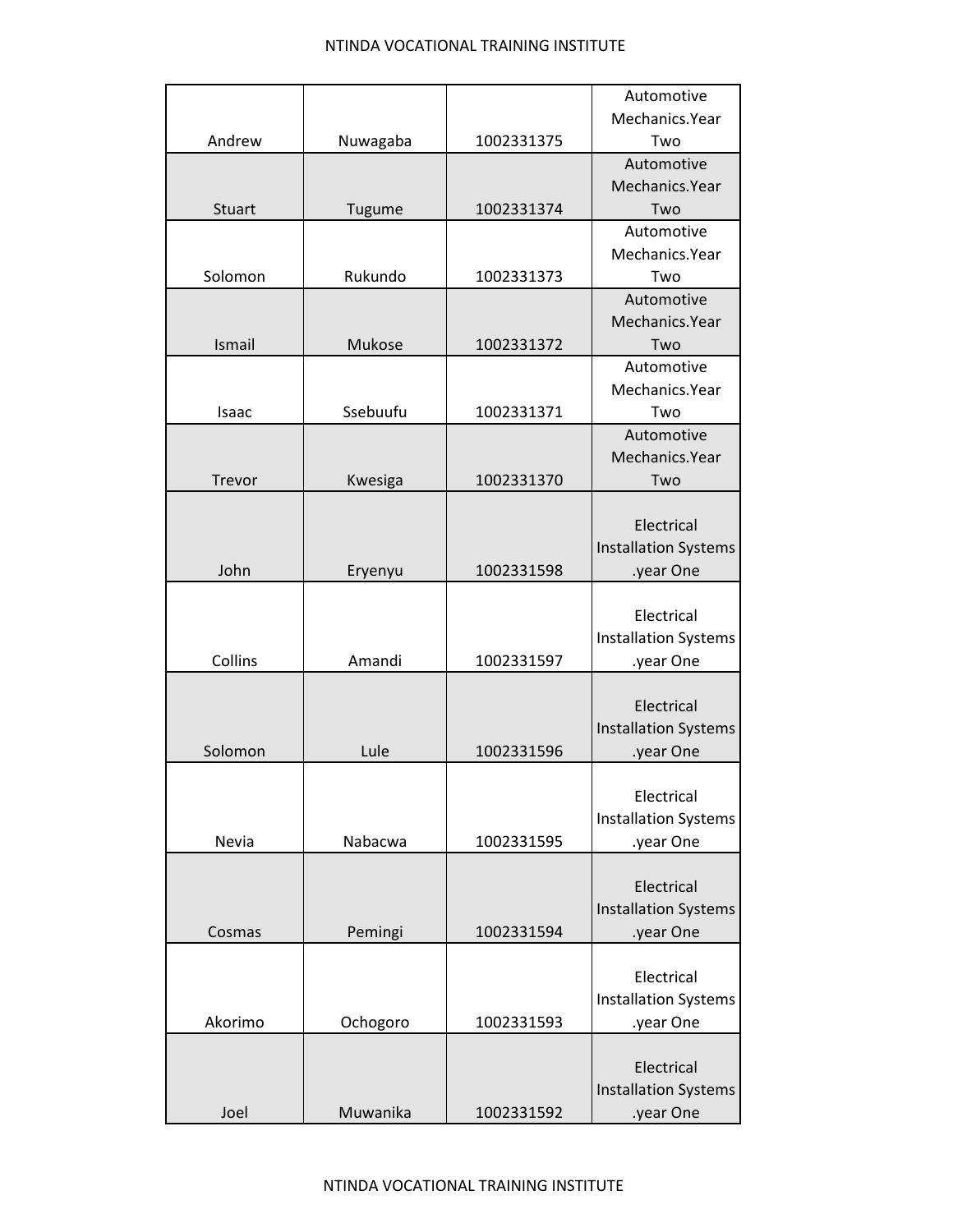| | | | |
|---|---|---|---|
| Andrew | Nuwagaba | 1002331375 | Automotive Mechanics.Year Two |
| Stuart | Tugume | 1002331374 | Automotive Mechanics.Year Two |
| Solomon | Rukundo | 1002331373 | Automotive Mechanics.Year Two |
| Ismail | Mukose | 1002331372 | Automotive Mechanics.Year Two |
| Isaac | Ssebuufu | 1002331371 | Automotive Mechanics.Year Two |
| Trevor | Kwesiga | 1002331370 | Automotive Mechanics.Year Two |
| John | Eryenyu | 1002331598 | Electrical Installation Systems .year One |
| Collins | Amandi | 1002331597 | Electrical Installation Systems .year One |
| Solomon | Lule | 1002331596 | Electrical Installation Systems .year One |
| Nevia | Nabacwa | 1002331595 | Electrical Installation Systems .year One |
| Cosmas | Pemingi | 1002331594 | Electrical Installation Systems .year One |
| Akorimo | Ochogoro | 1002331593 | Electrical Installation Systems .year One |
| Joel | Muwanika | 1002331592 | Electrical Installation Systems .year One |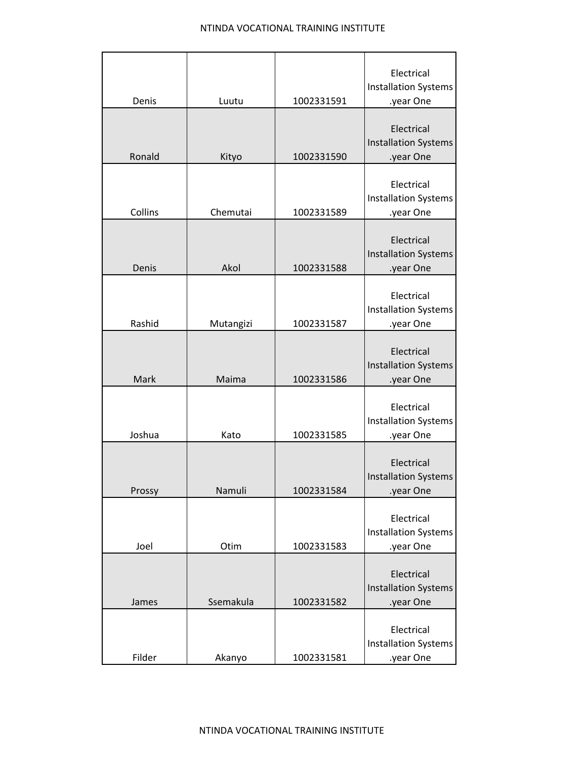| | | | |
|---|---|---|---|
| Denis | Luutu | 1002331591 | Electrical Installation Systems .year One |
| Ronald | Kityo | 1002331590 | Electrical Installation Systems .year One |
| Collins | Chemutai | 1002331589 | Electrical Installation Systems .year One |
| Denis | Akol | 1002331588 | Electrical Installation Systems .year One |
| Rashid | Mutangizi | 1002331587 | Electrical Installation Systems .year One |
| Mark | Maima | 1002331586 | Electrical Installation Systems .year One |
| Joshua | Kato | 1002331585 | Electrical Installation Systems .year One |
| Prossy | Namuli | 1002331584 | Electrical Installation Systems .year One |
| Joel | Otim | 1002331583 | Electrical Installation Systems .year One |
| James | Ssemakula | 1002331582 | Electrical Installation Systems .year One |
| Filder | Akanyo | 1002331581 | Electrical Installation Systems .year One |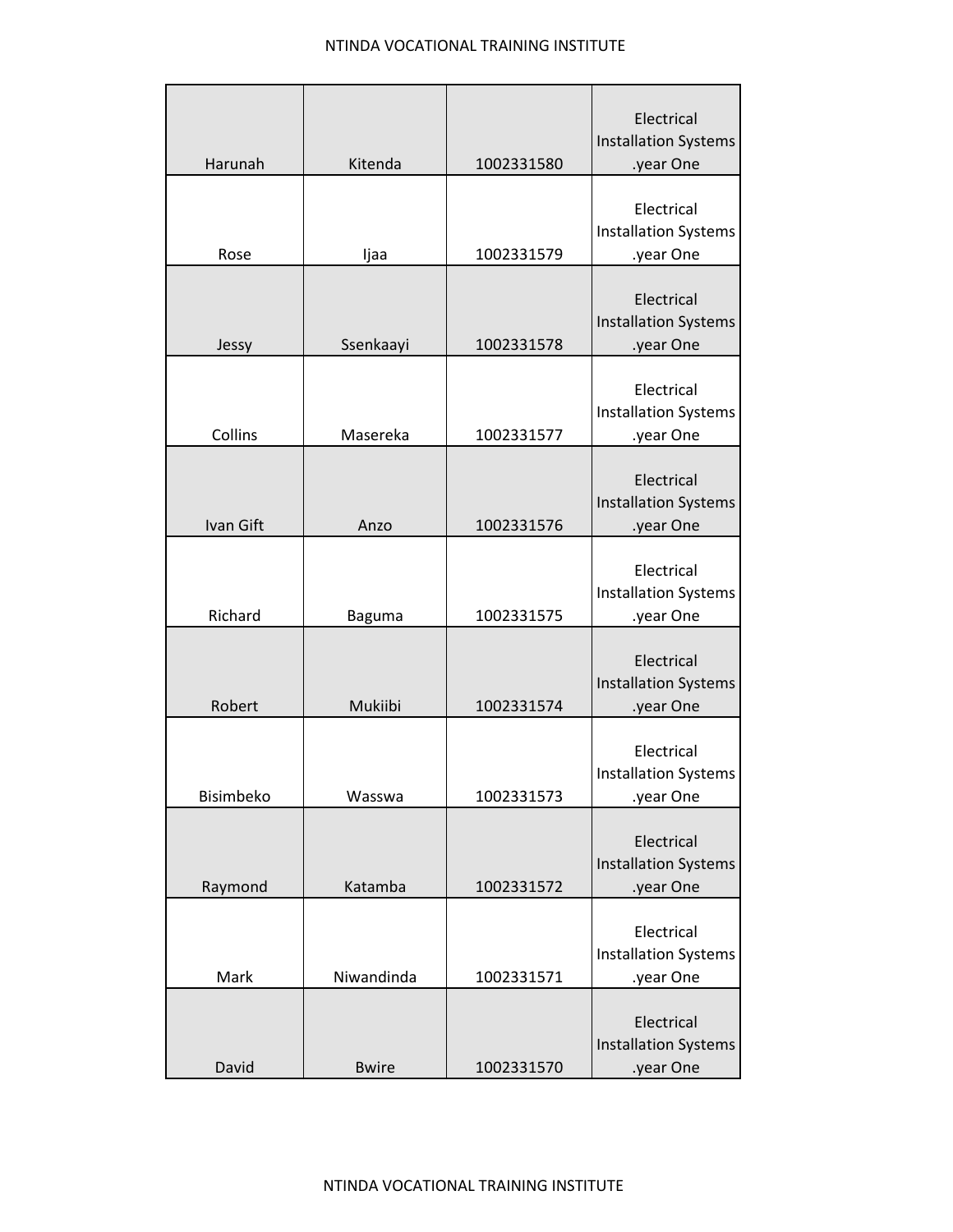| | | | |
|---|---|---|---|
| Harunah | Kitenda | 1002331580 | Electrical Installation Systems .year One |
| Rose | Ijaa | 1002331579 | Electrical Installation Systems .year One |
| Jessy | Ssenkaayi | 1002331578 | Electrical Installation Systems .year One |
| Collins | Masereka | 1002331577 | Electrical Installation Systems .year One |
| Ivan Gift | Anzo | 1002331576 | Electrical Installation Systems .year One |
| Richard | Baguma | 1002331575 | Electrical Installation Systems .year One |
| Robert | Mukiibi | 1002331574 | Electrical Installation Systems .year One |
| Bisimbeko | Wasswa | 1002331573 | Electrical Installation Systems .year One |
| Raymond | Katamba | 1002331572 | Electrical Installation Systems .year One |
| Mark | Niwandinda | 1002331571 | Electrical Installation Systems .year One |
| David | Bwire | 1002331570 | Electrical Installation Systems .year One |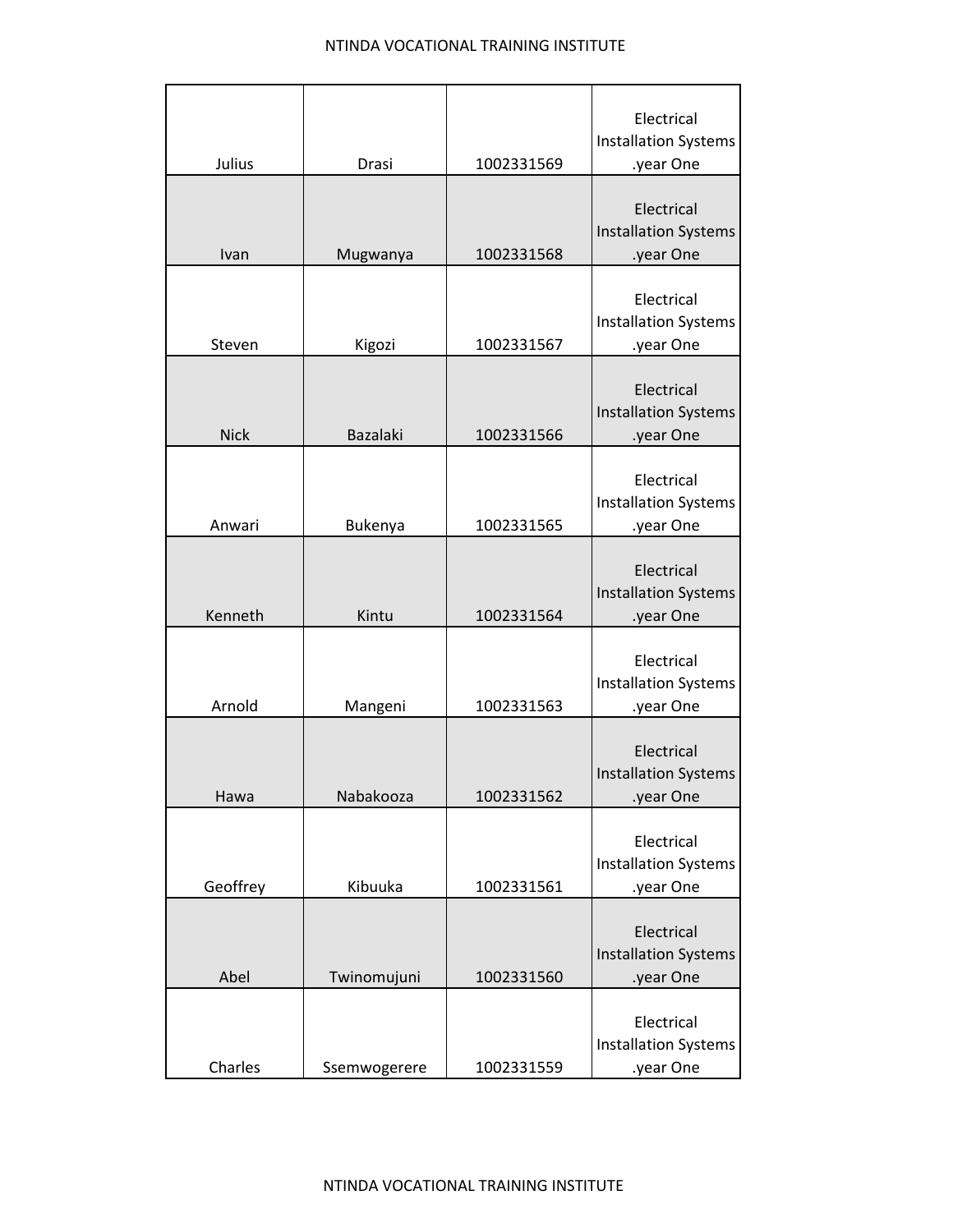| | | | |
|---|---|---|---|
| Julius | Drasi | 1002331569 | Electrical Installation Systems .year One |
| Ivan | Mugwanya | 1002331568 | Electrical Installation Systems .year One |
| Steven | Kigozi | 1002331567 | Electrical Installation Systems .year One |
| Nick | Bazalaki | 1002331566 | Electrical Installation Systems .year One |
| Anwari | Bukenya | 1002331565 | Electrical Installation Systems .year One |
| Kenneth | Kintu | 1002331564 | Electrical Installation Systems .year One |
| Arnold | Mangeni | 1002331563 | Electrical Installation Systems .year One |
| Hawa | Nabakooza | 1002331562 | Electrical Installation Systems .year One |
| Geoffrey | Kibuuka | 1002331561 | Electrical Installation Systems .year One |
| Abel | Twinomujuni | 1002331560 | Electrical Installation Systems .year One |
| Charles | Ssemwogerere | 1002331559 | Electrical Installation Systems .year One |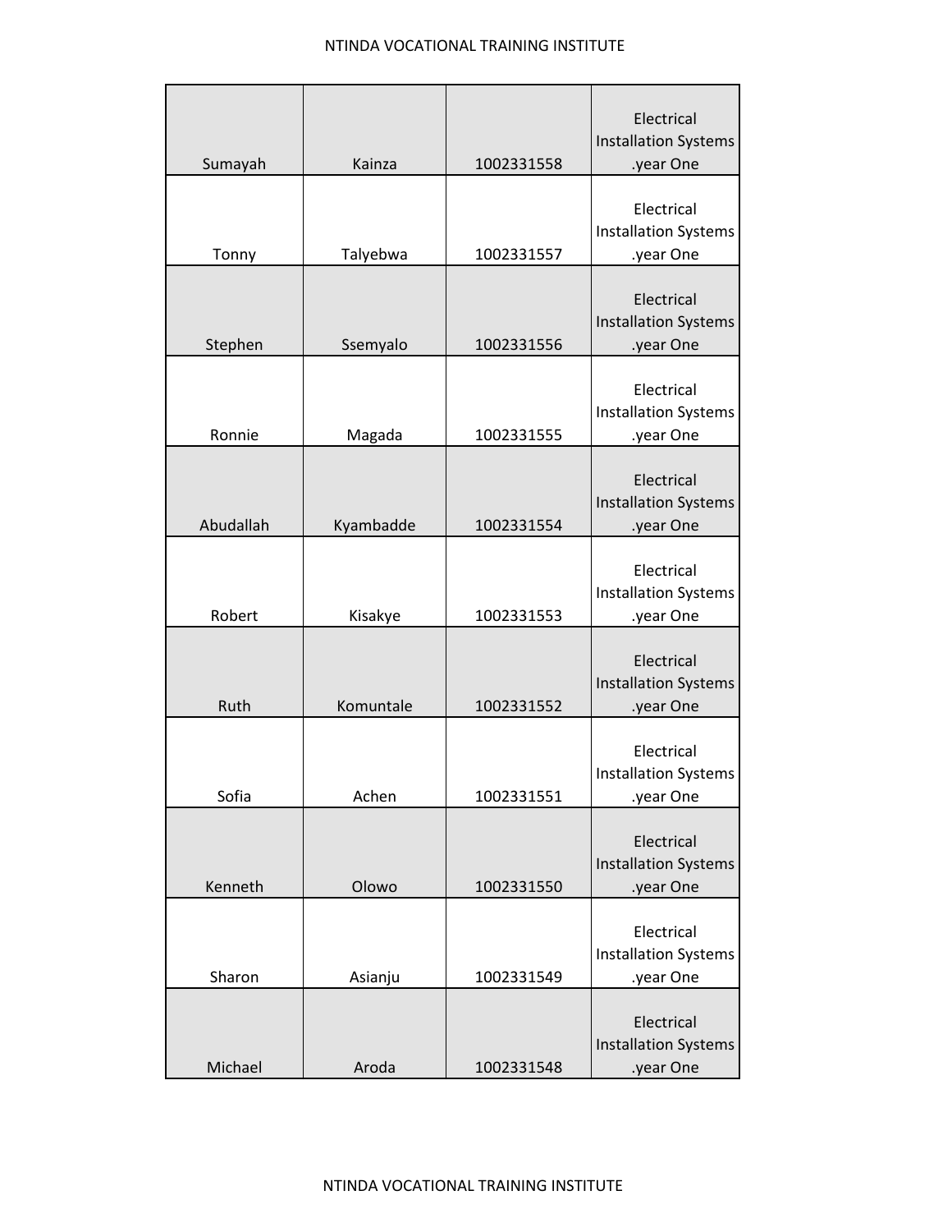| | | | |
|---|---|---|---|
| Sumayah | Kainza | 1002331558 | Electrical Installation Systems .year One |
| Tonny | Talyebwa | 1002331557 | Electrical Installation Systems .year One |
| Stephen | Ssemyalo | 1002331556 | Electrical Installation Systems .year One |
| Ronnie | Magada | 1002331555 | Electrical Installation Systems .year One |
| Abudallah | Kyambadde | 1002331554 | Electrical Installation Systems .year One |
| Robert | Kisakye | 1002331553 | Electrical Installation Systems .year One |
| Ruth | Komuntale | 1002331552 | Electrical Installation Systems .year One |
| Sofia | Achen | 1002331551 | Electrical Installation Systems .year One |
| Kenneth | Olowo | 1002331550 | Electrical Installation Systems .year One |
| Sharon | Asianju | 1002331549 | Electrical Installation Systems .year One |
| Michael | Aroda | 1002331548 | Electrical Installation Systems .year One |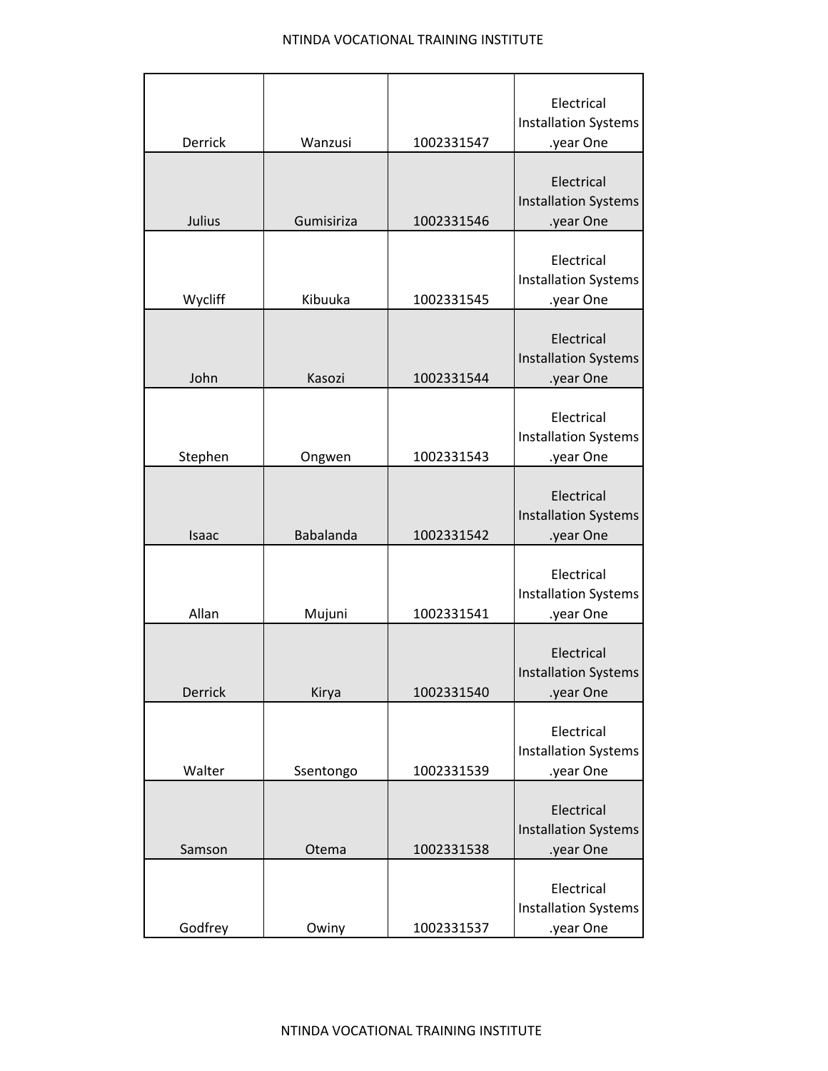| | | | |
|---|---|---|---|
| Derrick | Wanzusi | 1002331547 | Electrical Installation Systems .year One |
| Julius | Gumisiriza | 1002331546 | Electrical Installation Systems .year One |
| Wycliff | Kibuuka | 1002331545 | Electrical Installation Systems .year One |
| John | Kasozi | 1002331544 | Electrical Installation Systems .year One |
| Stephen | Ongwen | 1002331543 | Electrical Installation Systems .year One |
| Isaac | Babalanda | 1002331542 | Electrical Installation Systems .year One |
| Allan | Mujuni | 1002331541 | Electrical Installation Systems .year One |
| Derrick | Kirya | 1002331540 | Electrical Installation Systems .year One |
| Walter | Ssentongo | 1002331539 | Electrical Installation Systems .year One |
| Samson | Otema | 1002331538 | Electrical Installation Systems .year One |
| Godfrey | Owiny | 1002331537 | Electrical Installation Systems .year One |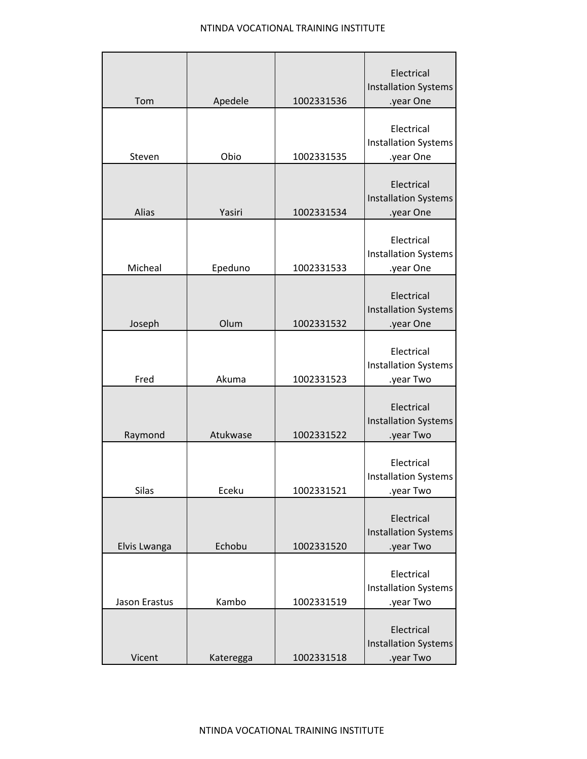| | | | |
|---|---|---|---|
| Tom | Apedele | 1002331536 | Electrical Installation Systems .year One |
| Steven | Obio | 1002331535 | Electrical Installation Systems .year One |
| Alias | Yasiri | 1002331534 | Electrical Installation Systems .year One |
| Micheal | Epeduno | 1002331533 | Electrical Installation Systems .year One |
| Joseph | Olum | 1002331532 | Electrical Installation Systems .year One |
| Fred | Akuma | 1002331523 | Electrical Installation Systems .year Two |
| Raymond | Atukwase | 1002331522 | Electrical Installation Systems .year Two |
| Silas | Eceku | 1002331521 | Electrical Installation Systems .year Two |
| Elvis Lwanga | Echobu | 1002331520 | Electrical Installation Systems .year Two |
| Jason Erastus | Kambo | 1002331519 | Electrical Installation Systems .year Two |
| Vicent | Kateregga | 1002331518 | Electrical Installation Systems .year Two |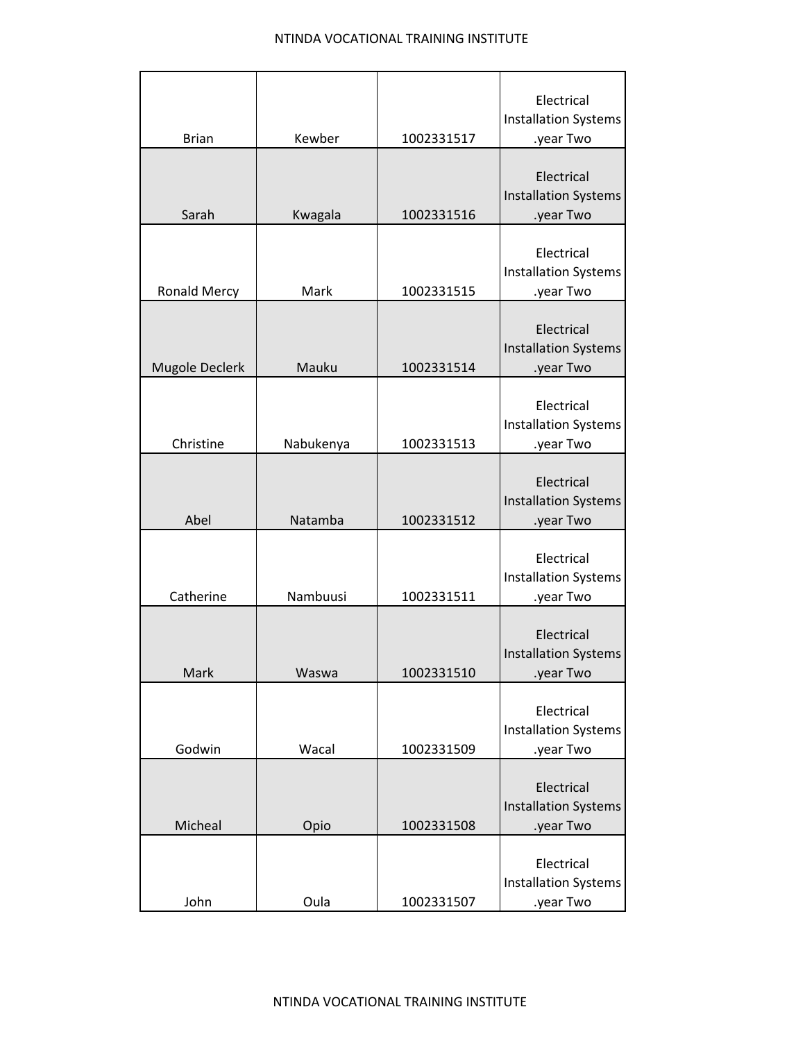| | | | |
|---|---|---|---|
| Brian | Kewber | 1002331517 | Electrical Installation Systems .year Two |
| Sarah | Kwagala | 1002331516 | Electrical Installation Systems .year Two |
| Ronald Mercy | Mark | 1002331515 | Electrical Installation Systems .year Two |
| Mugole Declerk | Mauku | 1002331514 | Electrical Installation Systems .year Two |
| Christine | Nabukenya | 1002331513 | Electrical Installation Systems .year Two |
| Abel | Natamba | 1002331512 | Electrical Installation Systems .year Two |
| Catherine | Nambuusi | 1002331511 | Electrical Installation Systems .year Two |
| Mark | Waswa | 1002331510 | Electrical Installation Systems .year Two |
| Godwin | Wacal | 1002331509 | Electrical Installation Systems .year Two |
| Micheal | Opio | 1002331508 | Electrical Installation Systems .year Two |
| John | Oula | 1002331507 | Electrical Installation Systems .year Two |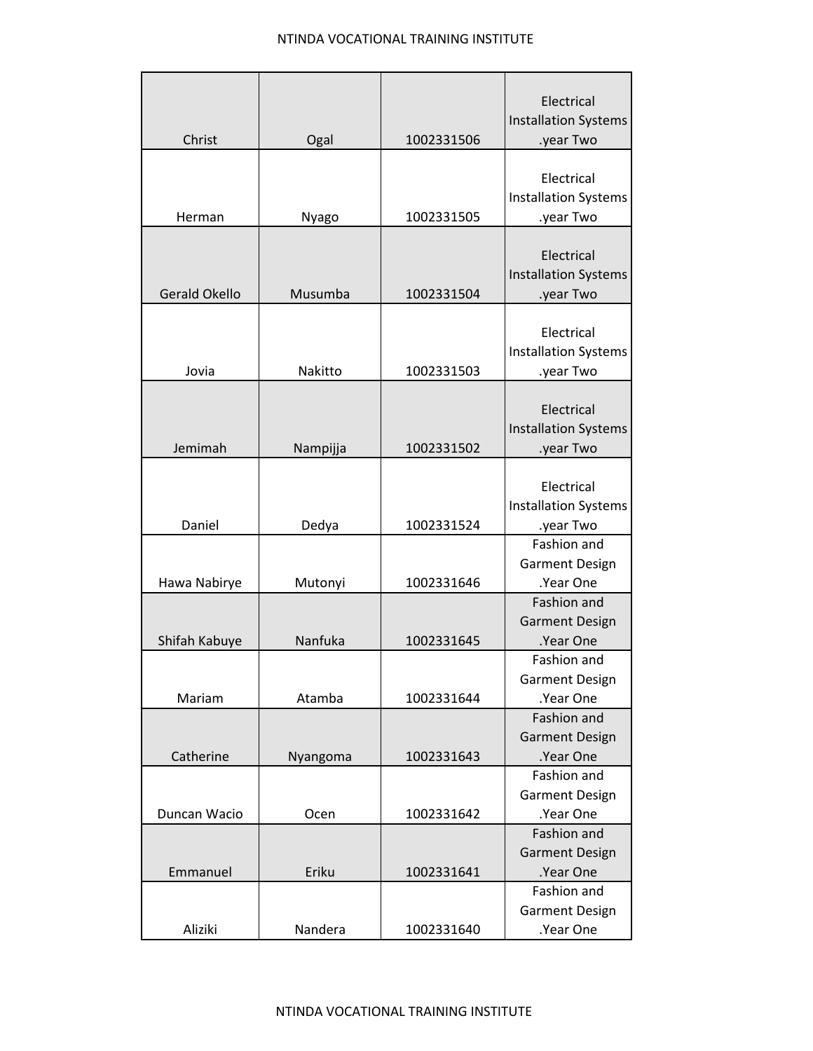| Christ | Ogal | 1002331506 | Electrical Installation Systems .year Two |
|---|---|---|---|
| Herman | Nyago | 1002331505 | Electrical Installation Systems .year Two |
| Gerald Okello | Musumba | 1002331504 | Electrical Installation Systems .year Two |
| Jovia | Nakitto | 1002331503 | Electrical Installation Systems .year Two |
| Jemimah | Nampijja | 1002331502 | Electrical Installation Systems .year Two |
| Daniel | Dedya | 1002331524 | Electrical Installation Systems .year Two |
| Hawa Nabirye | Mutonyi | 1002331646 | Fashion and Garment Design .Year One |
| Shifah Kabuye | Nanfuka | 1002331645 | Fashion and Garment Design .Year One |
| Mariam | Atamba | 1002331644 | Fashion and Garment Design .Year One |
| Catherine | Nyangoma | 1002331643 | Fashion and Garment Design .Year One |
| Duncan Wacio | Ocen | 1002331642 | Fashion and Garment Design .Year One |
| Emmanuel | Eriku | 1002331641 | Fashion and Garment Design .Year One |
| Aliziki | Nandera | 1002331640 | Fashion and Garment Design .Year One |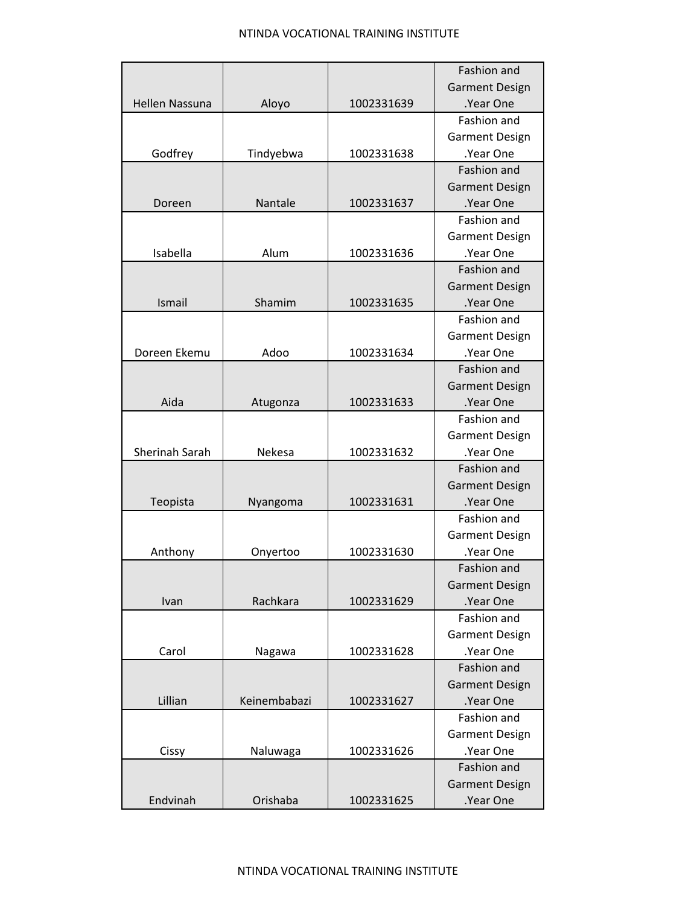| | | | |
|---|---|---|---|
| Hellen Nassuna | Aloyo | 1002331639 | Fashion and Garment Design .Year One |
| Godfrey | Tindyebwa | 1002331638 | Fashion and Garment Design .Year One |
| Doreen | Nantale | 1002331637 | Fashion and Garment Design .Year One |
| Isabella | Alum | 1002331636 | Fashion and Garment Design .Year One |
| Ismail | Shamim | 1002331635 | Fashion and Garment Design .Year One |
| Doreen Ekemu | Adoo | 1002331634 | Fashion and Garment Design .Year One |
| Aida | Atugonza | 1002331633 | Fashion and Garment Design .Year One |
| Sherinah Sarah | Nekesa | 1002331632 | Fashion and Garment Design .Year One |
| Teopista | Nyangoma | 1002331631 | Fashion and Garment Design .Year One |
| Anthony | Onyertoo | 1002331630 | Fashion and Garment Design .Year One |
| Ivan | Rachkara | 1002331629 | Fashion and Garment Design .Year One |
| Carol | Nagawa | 1002331628 | Fashion and Garment Design .Year One |
| Lillian | Keinembabazi | 1002331627 | Fashion and Garment Design .Year One |
| Cissy | Naluwaga | 1002331626 | Fashion and Garment Design .Year One |
| Endvinah | Orishaba | 1002331625 | Fashion and Garment Design .Year One |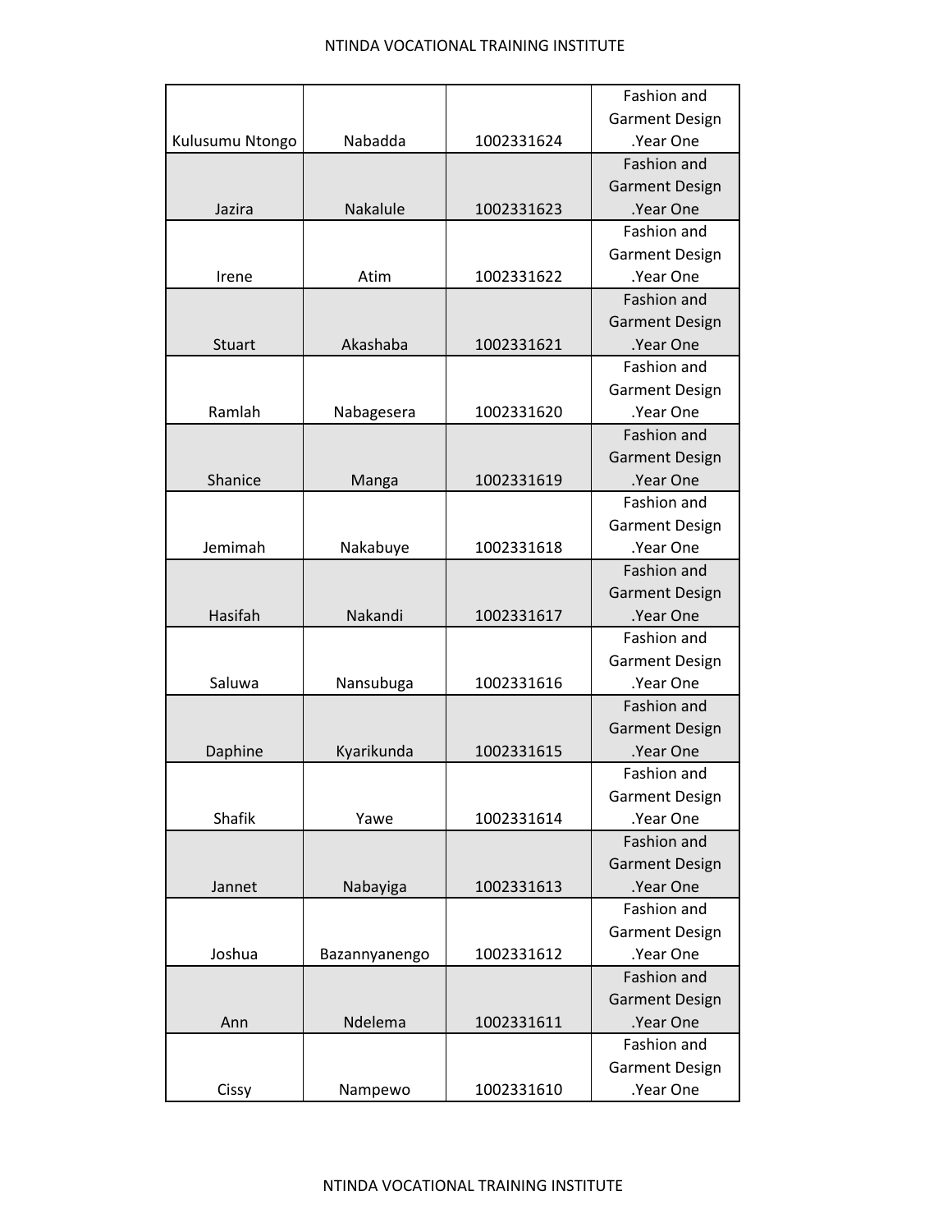| | | | |
|---|---|---|---|
| Kulusumu Ntongo | Nabadda | 1002331624 | Fashion and Garment Design .Year One |
| Jazira | Nakalule | 1002331623 | Fashion and Garment Design .Year One |
| Irene | Atim | 1002331622 | Fashion and Garment Design .Year One |
| Stuart | Akashaba | 1002331621 | Fashion and Garment Design .Year One |
| Ramlah | Nabagesera | 1002331620 | Fashion and Garment Design .Year One |
| Shanice | Manga | 1002331619 | Fashion and Garment Design .Year One |
| Jemimah | Nakabuye | 1002331618 | Fashion and Garment Design .Year One |
| Hasifah | Nakandi | 1002331617 | Fashion and Garment Design .Year One |
| Saluwa | Nansubuga | 1002331616 | Fashion and Garment Design .Year One |
| Daphine | Kyarikunda | 1002331615 | Fashion and Garment Design .Year One |
| Shafik | Yawe | 1002331614 | Fashion and Garment Design .Year One |
| Jannet | Nabayiga | 1002331613 | Fashion and Garment Design .Year One |
| Joshua | Bazannyanengo | 1002331612 | Fashion and Garment Design .Year One |
| Ann | Ndelema | 1002331611 | Fashion and Garment Design .Year One |
| Cissy | Nampewo | 1002331610 | Fashion and Garment Design .Year One |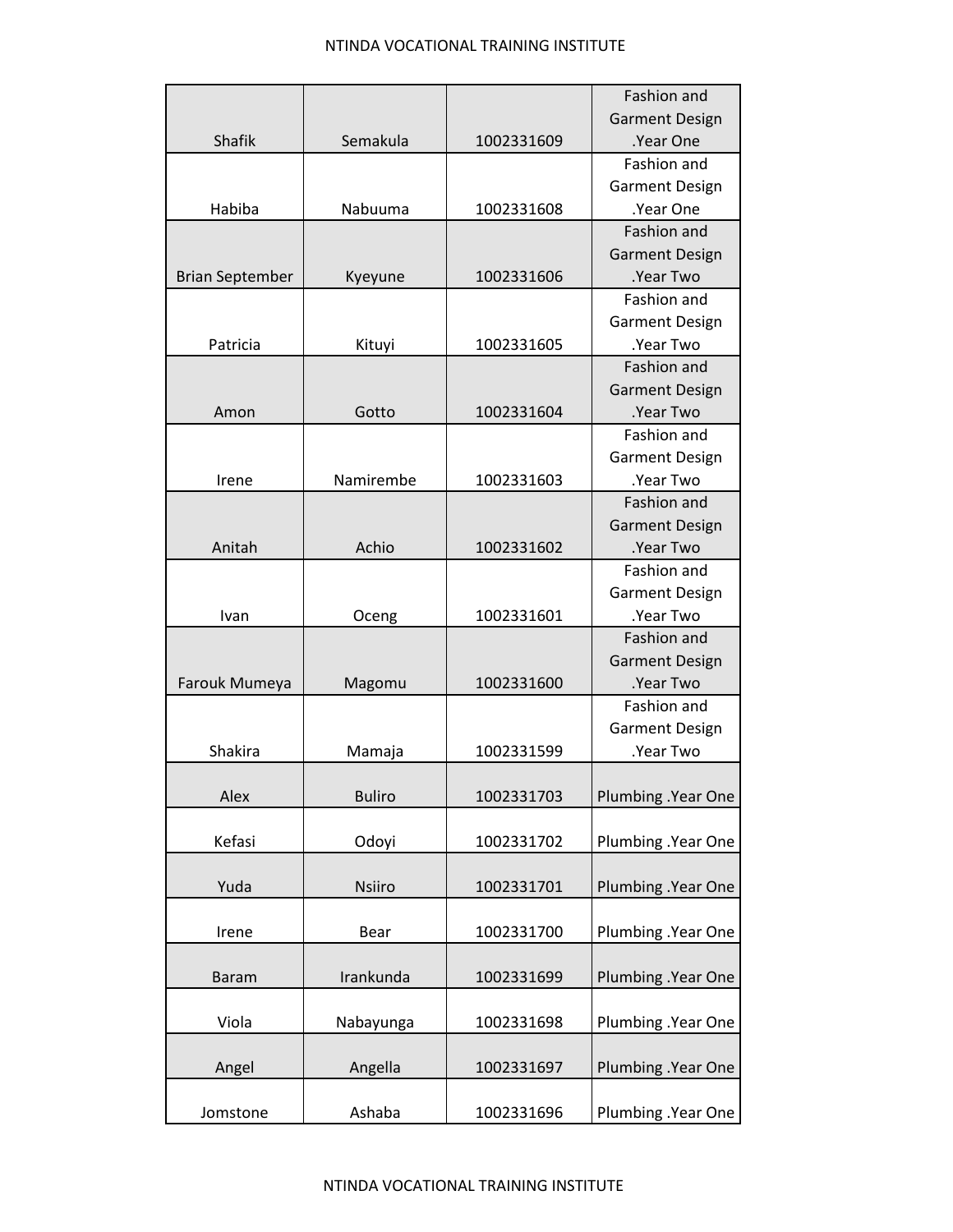| | | | |
|---|---|---|---|
| Shafik | Semakula | 1002331609 | Fashion and Garment Design .Year One |
| Habiba | Nabuuma | 1002331608 | Fashion and Garment Design .Year One |
| Brian September | Kyeyune | 1002331606 | Fashion and Garment Design .Year Two |
| Patricia | Kituyi | 1002331605 | Fashion and Garment Design .Year Two |
| Amon | Gotto | 1002331604 | Fashion and Garment Design .Year Two |
| Irene | Namirembe | 1002331603 | Fashion and Garment Design .Year Two |
| Anitah | Achio | 1002331602 | Fashion and Garment Design .Year Two |
| Ivan | Oceng | 1002331601 | Fashion and Garment Design .Year Two |
| Farouk Mumeya | Magomu | 1002331600 | Fashion and Garment Design .Year Two |
| Shakira | Mamaja | 1002331599 | Fashion and Garment Design .Year Two |
| Alex | Buliro | 1002331703 | Plumbing .Year One |
| Kefasi | Odoyi | 1002331702 | Plumbing .Year One |
| Yuda | Nsiiro | 1002331701 | Plumbing .Year One |
| Irene | Bear | 1002331700 | Plumbing .Year One |
| Baram | Irankunda | 1002331699 | Plumbing .Year One |
| Viola | Nabayunga | 1002331698 | Plumbing .Year One |
| Angel | Angella | 1002331697 | Plumbing .Year One |
| Jomstone | Ashaba | 1002331696 | Plumbing .Year One |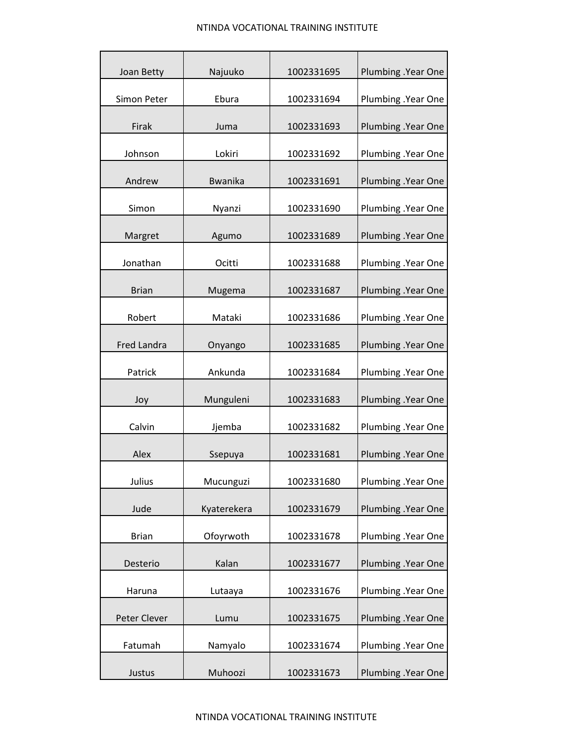| | | | |
|---|---|---|---|
| Joan Betty | Najuuko | 1002331695 | Plumbing .Year One |
| Simon Peter | Ebura | 1002331694 | Plumbing .Year One |
| Firak | Juma | 1002331693 | Plumbing .Year One |
| Johnson | Lokiri | 1002331692 | Plumbing .Year One |
| Andrew | Bwanika | 1002331691 | Plumbing .Year One |
| Simon | Nyanzi | 1002331690 | Plumbing .Year One |
| Margret | Agumo | 1002331689 | Plumbing .Year One |
| Jonathan | Ocitti | 1002331688 | Plumbing .Year One |
| Brian | Mugema | 1002331687 | Plumbing .Year One |
| Robert | Mataki | 1002331686 | Plumbing .Year One |
| Fred Landra | Onyango | 1002331685 | Plumbing .Year One |
| Patrick | Ankunda | 1002331684 | Plumbing .Year One |
| Joy | Munguleni | 1002331683 | Plumbing .Year One |
| Calvin | Jjemba | 1002331682 | Plumbing .Year One |
| Alex | Ssepuya | 1002331681 | Plumbing .Year One |
| Julius | Mucunguzi | 1002331680 | Plumbing .Year One |
| Jude | Kyaterekera | 1002331679 | Plumbing .Year One |
| Brian | Ofoyrwoth | 1002331678 | Plumbing .Year One |
| Desterio | Kalan | 1002331677 | Plumbing .Year One |
| Haruna | Lutaaya | 1002331676 | Plumbing .Year One |
| Peter Clever | Lumu | 1002331675 | Plumbing .Year One |
| Fatumah | Namyalo | 1002331674 | Plumbing .Year One |
| Justus | Muhoozi | 1002331673 | Plumbing .Year One |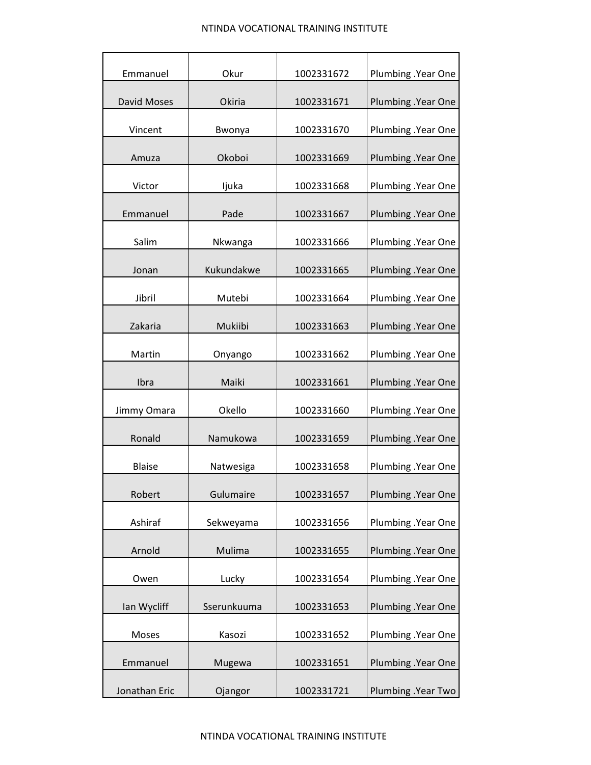| | | | |
|---|---|---|---|
| Emmanuel | Okur | 1002331672 | Plumbing .Year One |
| David Moses | Okiria | 1002331671 | Plumbing .Year One |
| Vincent | Bwonya | 1002331670 | Plumbing .Year One |
| Amuza | Okoboi | 1002331669 | Plumbing .Year One |
| Victor | Ijuka | 1002331668 | Plumbing .Year One |
| Emmanuel | Pade | 1002331667 | Plumbing .Year One |
| Salim | Nkwanga | 1002331666 | Plumbing .Year One |
| Jonan | Kukundakwe | 1002331665 | Plumbing .Year One |
| Jibril | Mutebi | 1002331664 | Plumbing .Year One |
| Zakaria | Mukiibi | 1002331663 | Plumbing .Year One |
| Martin | Onyango | 1002331662 | Plumbing .Year One |
| Ibra | Maiki | 1002331661 | Plumbing .Year One |
| Jimmy Omara | Okello | 1002331660 | Plumbing .Year One |
| Ronald | Namukowa | 1002331659 | Plumbing .Year One |
| Blaise | Natwesiga | 1002331658 | Plumbing .Year One |
| Robert | Gulumaire | 1002331657 | Plumbing .Year One |
| Ashiraf | Sekweyama | 1002331656 | Plumbing .Year One |
| Arnold | Mulima | 1002331655 | Plumbing .Year One |
| Owen | Lucky | 1002331654 | Plumbing .Year One |
| Ian Wycliff | Sserunkuuma | 1002331653 | Plumbing .Year One |
| Moses | Kasozi | 1002331652 | Plumbing .Year One |
| Emmanuel | Mugewa | 1002331651 | Plumbing .Year One |
| Jonathan Eric | Ojangor | 1002331721 | Plumbing .Year Two |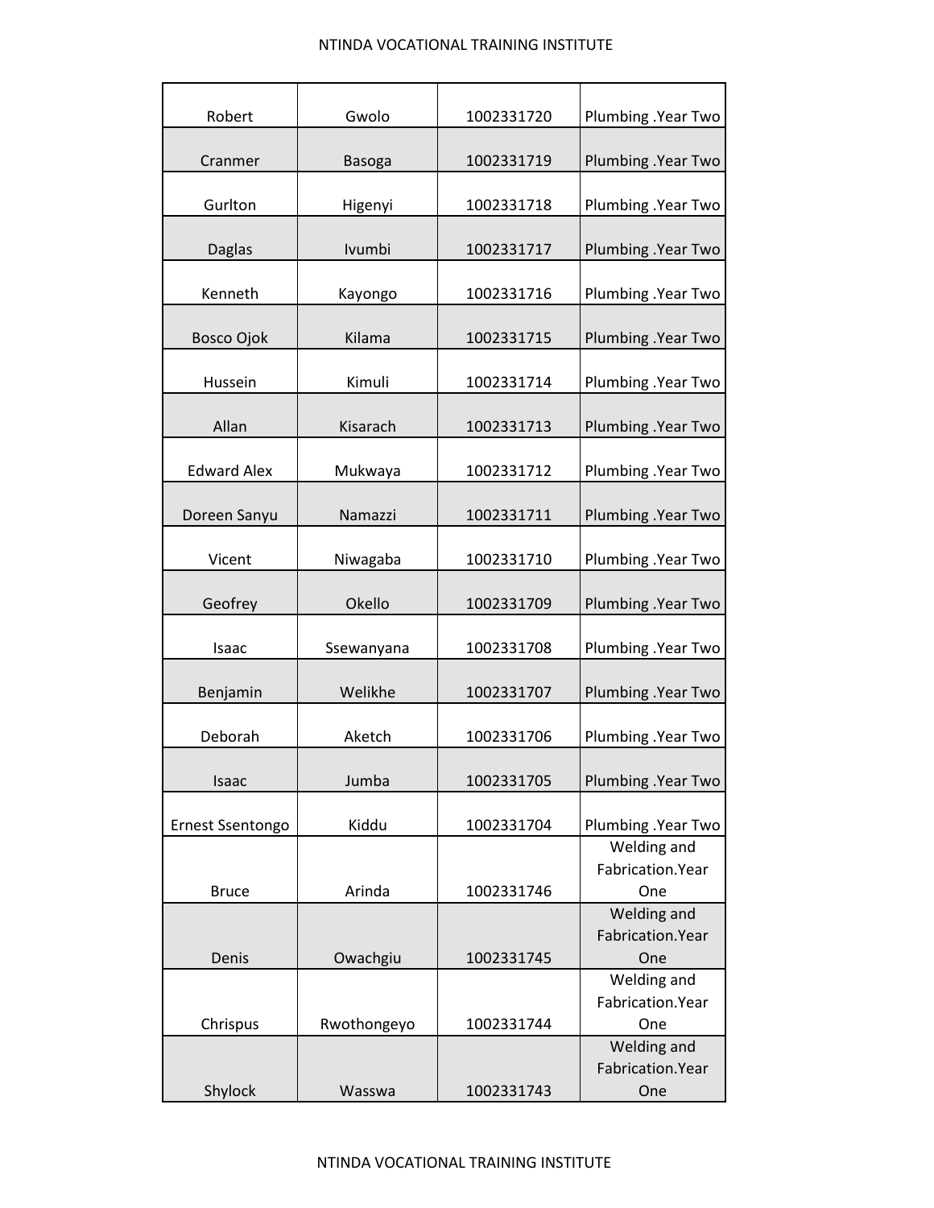| | | | |
|---|---|---|---|
| Robert | Gwolo | 1002331720 | Plumbing .Year Two |
| Cranmer | Basoga | 1002331719 | Plumbing .Year Two |
| Gurlton | Higenyi | 1002331718 | Plumbing .Year Two |
| Daglas | Ivumbi | 1002331717 | Plumbing .Year Two |
| Kenneth | Kayongo | 1002331716 | Plumbing .Year Two |
| Bosco Ojok | Kilama | 1002331715 | Plumbing .Year Two |
| Hussein | Kimuli | 1002331714 | Plumbing .Year Two |
| Allan | Kisarach | 1002331713 | Plumbing .Year Two |
| Edward Alex | Mukwaya | 1002331712 | Plumbing .Year Two |
| Doreen Sanyu | Namazzi | 1002331711 | Plumbing .Year Two |
| Vicent | Niwagaba | 1002331710 | Plumbing .Year Two |
| Geofrey | Okello | 1002331709 | Plumbing .Year Two |
| Isaac | Ssewanyana | 1002331708 | Plumbing .Year Two |
| Benjamin | Welikhe | 1002331707 | Plumbing .Year Two |
| Deborah | Aketch | 1002331706 | Plumbing .Year Two |
| Isaac | Jumba | 1002331705 | Plumbing .Year Two |
| Ernest Ssentongo | Kiddu | 1002331704 | Plumbing .Year Two |
| Bruce | Arinda | 1002331746 | Welding and Fabrication.Year One |
| Denis | Owachgiu | 1002331745 | Welding and Fabrication.Year One |
| Chrispus | Rwothongeyo | 1002331744 | Welding and Fabrication.Year One |
| Shylock | Wasswa | 1002331743 | Welding and Fabrication.Year One |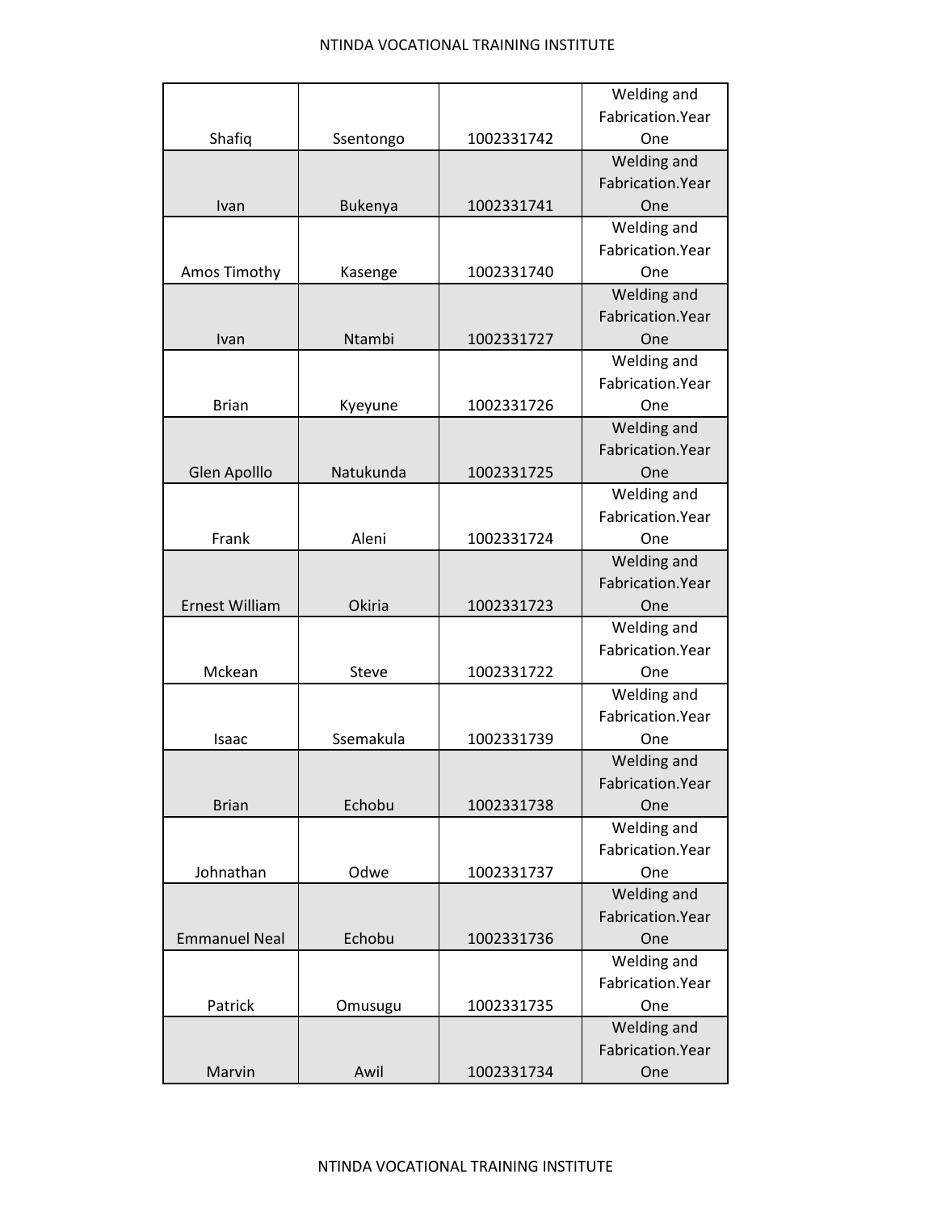| | | | |
|---|---|---|---|
| Shafiq | Ssentongo | 1002331742 | Welding and Fabrication.Year One |
| Ivan | Bukenya | 1002331741 | Welding and Fabrication.Year One |
| Amos Timothy | Kasenge | 1002331740 | Welding and Fabrication.Year One |
| Ivan | Ntambi | 1002331727 | Welding and Fabrication.Year One |
| Brian | Kyeyune | 1002331726 | Welding and Fabrication.Year One |
| Glen Apolllo | Natukunda | 1002331725 | Welding and Fabrication.Year One |
| Frank | Aleni | 1002331724 | Welding and Fabrication.Year One |
| Ernest William | Okiria | 1002331723 | Welding and Fabrication.Year One |
| Mckean | Steve | 1002331722 | Welding and Fabrication.Year One |
| Isaac | Ssemakula | 1002331739 | Welding and Fabrication.Year One |
| Brian | Echobu | 1002331738 | Welding and Fabrication.Year One |
| Johnathan | Odwe | 1002331737 | Welding and Fabrication.Year One |
| Emmanuel Neal | Echobu | 1002331736 | Welding and Fabrication.Year One |
| Patrick | Omusugu | 1002331735 | Welding and Fabrication.Year One |
| Marvin | Awil | 1002331734 | Welding and Fabrication.Year One |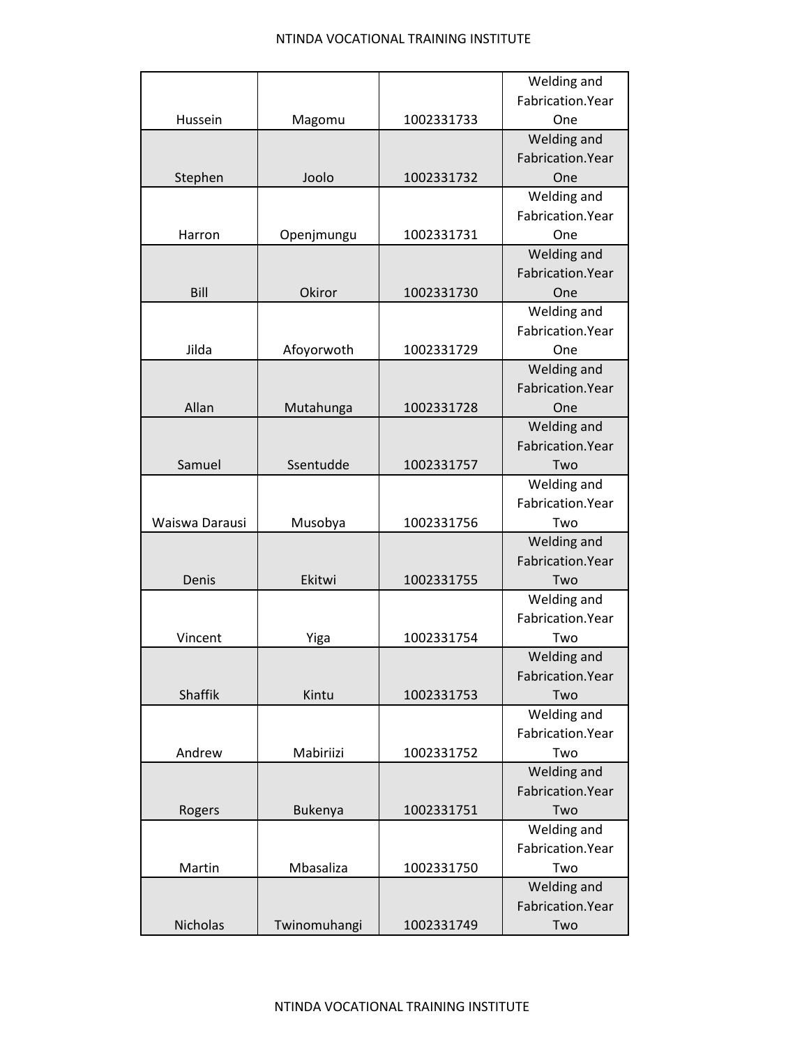| | | | |
|---|---|---|---|
| Hussein | Magomu | 1002331733 | Welding and Fabrication.Year One |
| Stephen | Joolo | 1002331732 | Welding and Fabrication.Year One |
| Harron | Openjmungu | 1002331731 | Welding and Fabrication.Year One |
| Bill | Okiror | 1002331730 | Welding and Fabrication.Year One |
| Jilda | Afoyorwoth | 1002331729 | Welding and Fabrication.Year One |
| Allan | Mutahunga | 1002331728 | Welding and Fabrication.Year One |
| Samuel | Ssentudde | 1002331757 | Welding and Fabrication.Year Two |
| Waiswa Darausi | Musobya | 1002331756 | Welding and Fabrication.Year Two |
| Denis | Ekitwi | 1002331755 | Welding and Fabrication.Year Two |
| Vincent | Yiga | 1002331754 | Welding and Fabrication.Year Two |
| Shaffik | Kintu | 1002331753 | Welding and Fabrication.Year Two |
| Andrew | Mabiriizi | 1002331752 | Welding and Fabrication.Year Two |
| Rogers | Bukenya | 1002331751 | Welding and Fabrication.Year Two |
| Martin | Mbasaliza | 1002331750 | Welding and Fabrication.Year Two |
| Nicholas | Twinomuhangi | 1002331749 | Welding and Fabrication.Year Two |